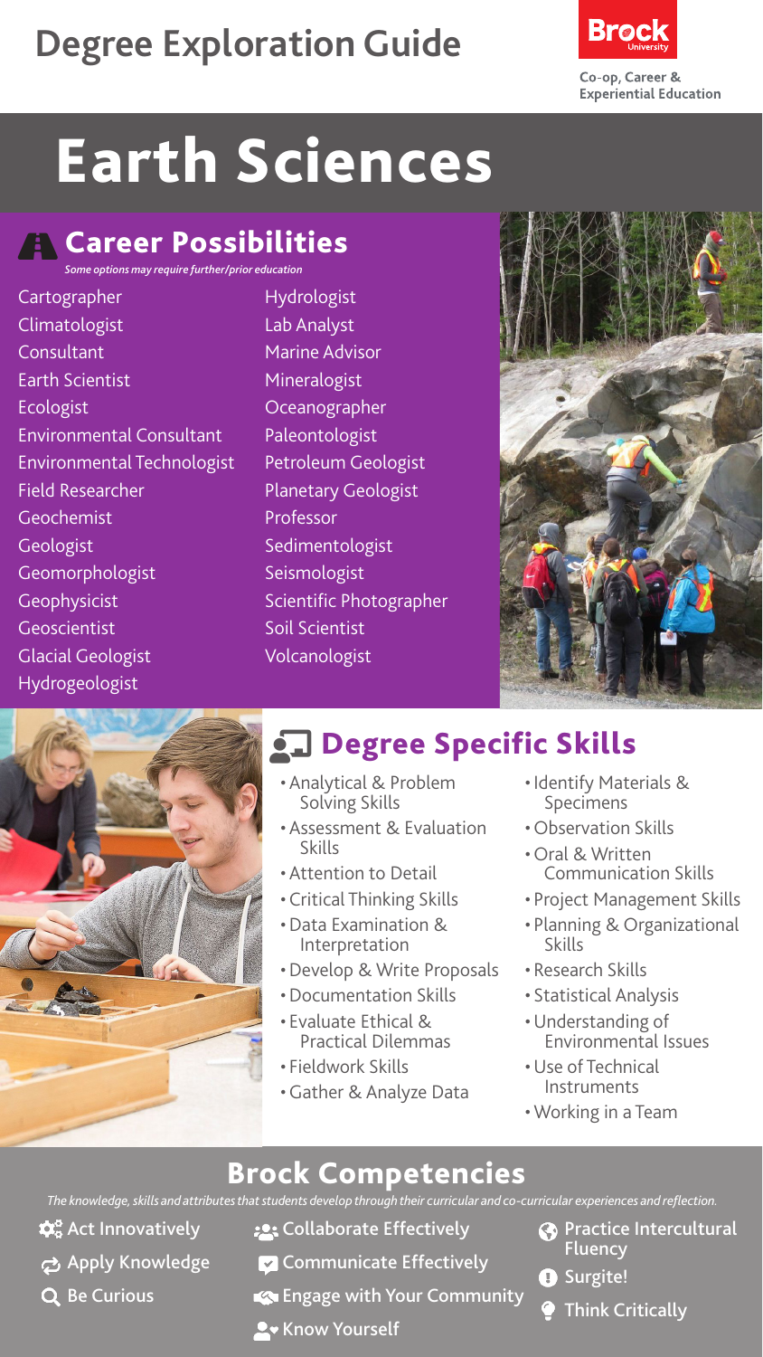# Degree Exploration Guide

Brock University

Co-op, Career & Experiential Education

# Earth Sciences

## Career Possibilities

*Some options may require further/prior education*

- Cartographer
- Climatologist
- Consultant
- Earth Scientist
- Ecologist
- Environmental Consultant
- Environmental Technologist
- Field Researcher
- Geochemist
- Geologist
- Geomorphologist
- Geophysicist
- Geoscientist
- Glacial Geologist
- Hydrogeologist
- Hydrologist
- Lab Analyst
- Marine Advisor
- Mineralogist
- Oceanographer
- Paleontologist
- Petroleum Geologist
- Planetary Geologist
- Professor
- Sedimentologist
- Seismologist
- Scientific Photographer
- Soil Scientist
- Volcanologist

## Degree Specific Skills

- Analytical & Problem Solving Skills
- Assessment & Evaluation Skills
- Attention to Detail
- Critical Thinking Skills
- Data Examination & Interpretation
- Develop & Write Proposals
- Documentation Skills
- Evaluate Ethical & Practical Dilemmas
- Fieldwork Skills
- Gather & Analyze Data
- Identify Materials & Specimens
- Observation Skills
- Oral & Written Communication Skills
- Project Management Skills
- Planning & Organizational Skills
- Research Skills
- Statistical Analysis
- Understanding of Environmental Issues
- Use of Technical Instruments
- Working in a Team

## Brock Competencies

*The knowledge, skills and attributes that students develop through their curricular and co-curricular experiences and reflection.*

- Act Innovatively
- Apply Knowledge
- Be Curious
- Collaborate Effectively
- Communicate Effectively
- Engage with Your Community
- Know Yourself
- Practice Intercultural Fluency
- Surgite!
- Think Critically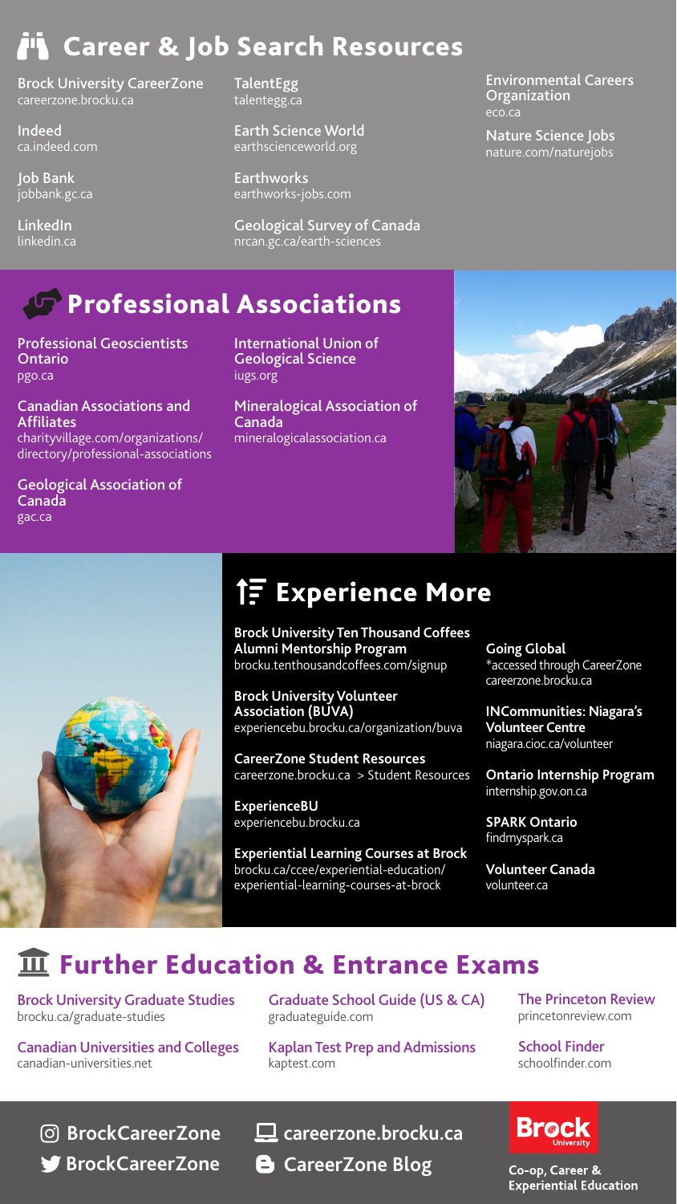# Career & Job Search Resources

**Brock University CareerZone**
careerzone.brocku.ca

**Indeed**
ca.indeed.com

**Job Bank**
jobbank.gc.ca

**LinkedIn**
linkedin.ca

**TalentEgg**
talentegg.ca

**Earth Science World**
earthscienceworld.org

**Earthworks**
earthworks-jobs.com

**Geological Survey of Canada**
nrcan.gc.ca/earth-sciences

**Environmental Careers Organization**
eco.ca

**Nature Science Jobs**
nature.com/naturejobs

# Professional Associations

**Professional Geoscientists Ontario**
pgo.ca

**Canadian Associations and Affiliates**
charityvillage.com/organizations/directory/professional-associations

**Geological Association of Canada**
gac.ca

**International Union of Geological Science**
iugs.org

**Mineralogical Association of Canada**
mineralogicalassociation.ca

# Experience More

**Brock University Ten Thousand Coffees Alumni Mentorship Program**
brocku.tenthousandcoffees.com/signup

**Brock University Volunteer Association (BUVA)**
experiencebu.brocku.ca/organization/buva

**CareerZone Student Resources**
careerzone.brocku.ca > Student Resources

**ExperienceBU**
experiencebu.brocku.ca

**Experiential Learning Courses at Brock**
brocku.ca/ccee/experiential-education/experiential-learning-courses-at-brock

**Going Global**
*accessed through CareerZone
careerzone.brocku.ca

**INCommunities: Niagara's Volunteer Centre**
niagara.cioc.ca/volunteer

**Ontario Internship Program**
internship.gov.on.ca

**SPARK Ontario**
findmyspark.ca

**Volunteer Canada**
volunteer.ca

# Further Education & Entrance Exams

**Brock University Graduate Studies**
brocku.ca/graduate-studies

**Canadian Universities and Colleges**
canadian-universities.net

**Graduate School Guide (US & CA)**
graduateguide.com

**Kaplan Test Prep and Admissions**
kaptest.com

**The Princeton Review**
princetonreview.com

**School Finder**
schoolfinder.com

BrockCareerZone
BrockCareerZone
careerzone.brocku.ca
CareerZone Blog

Brock University
Co-op, Career & Experiential Education